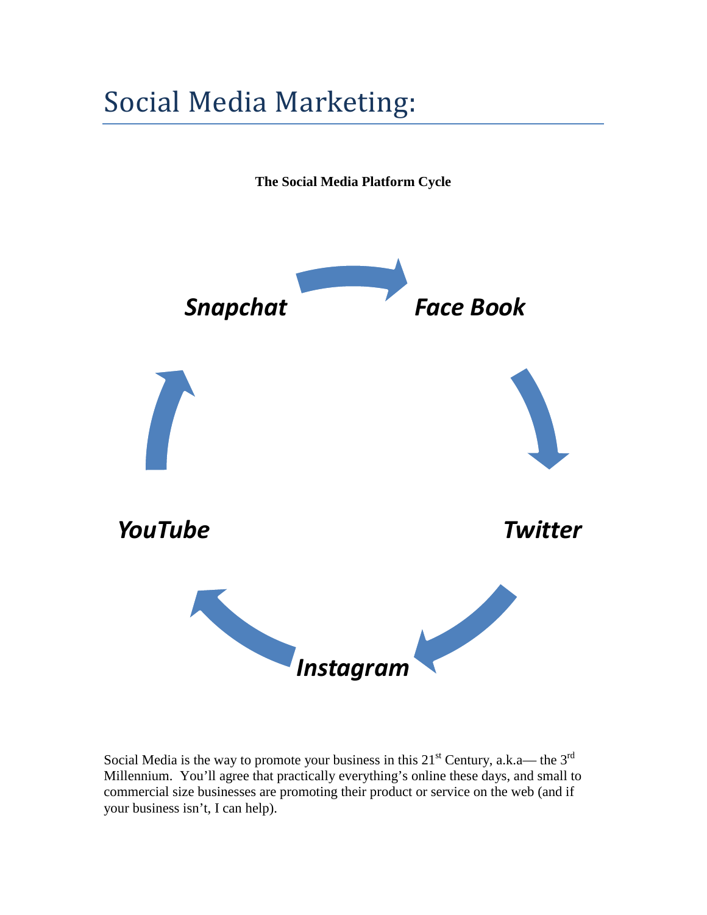# Social Media Marketing:

**The Social Media Platform Cycle**

***Snapchat*** → ***Face Book*** → ***Twitter*** → ***Instagram*** → ***YouTube*** → ***Snapchat***

Social Media is the way to promote your business in this 21st Century, a.k.a— the 3rd Millennium. You'll agree that practically everything's online these days, and small to commercial size businesses are promoting their product or service on the web (and if your business isn't, I can help).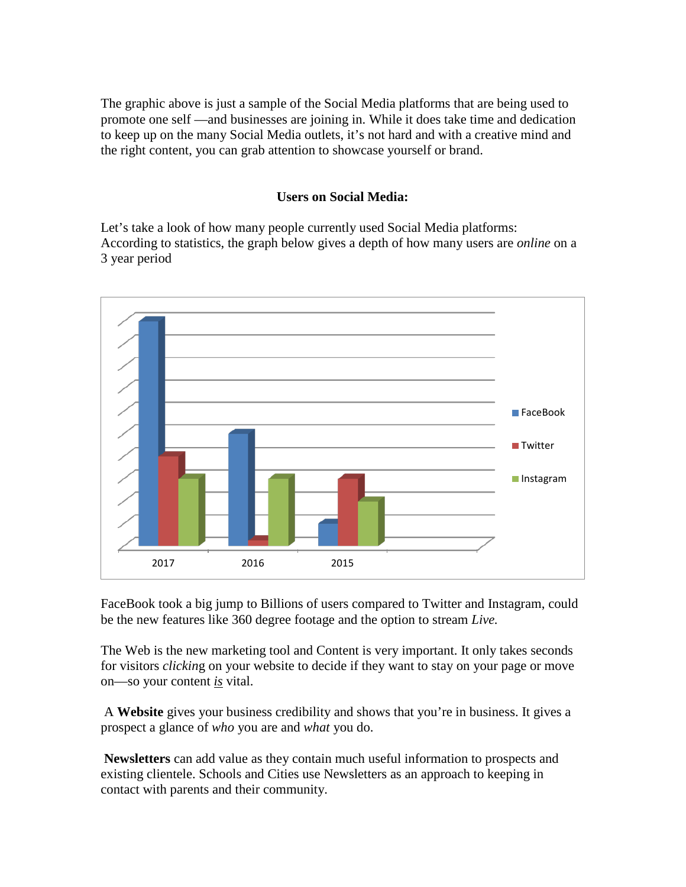The graphic above is just a sample of the Social Media platforms that are being used to promote one self —and businesses are joining in. While it does take time and dedication to keep up on the many Social Media outlets, it's not hard and with a creative mind and the right content, you can grab attention to showcase yourself or brand.

**Users on Social Media:**

Let's take a look of how many people currently used Social Media platforms: According to statistics, the graph below gives a depth of how many users are *online* on a 3 year period

FaceBook took a big jump to Billions of users compared to Twitter and Instagram, could be the new features like 360 degree footage and the option to stream *Live.*

The Web is the new marketing tool and Content is very important. It only takes seconds for visitors *clicking* on your website to decide if they want to stay on your page or move on—so your content ***is*** vital.

A **Website** gives your business credibility and shows that you're in business. It gives a prospect a glance of *who* you are and *what* you do.

**Newsletters** can add value as they contain much useful information to prospects and existing clientele. Schools and Cities use Newsletters as an approach to keeping in contact with parents and their community.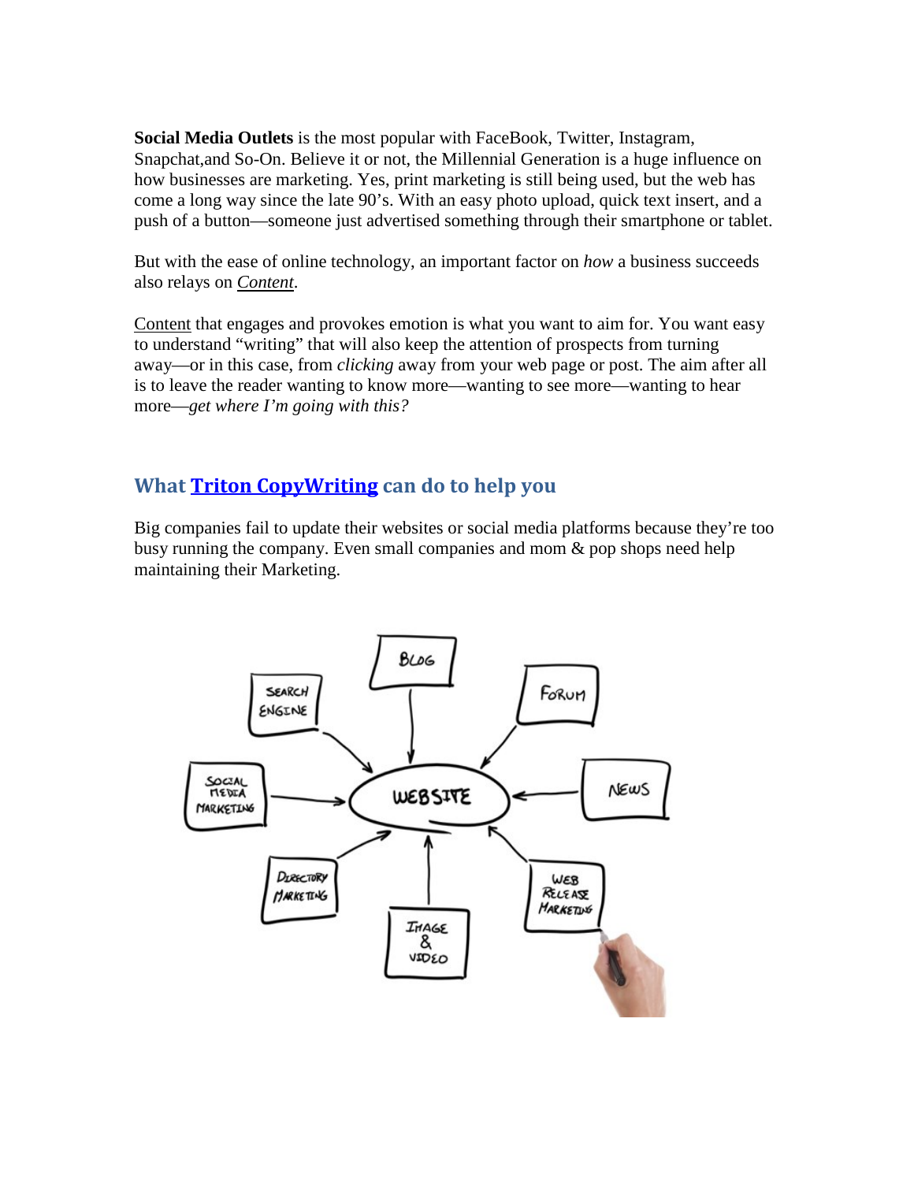**Social Media Outlets** is the most popular with FaceBook, Twitter, Instagram, Snapchat,and So-On. Believe it or not, the Millennial Generation is a huge influence on how businesses are marketing. Yes, print marketing is still being used, but the web has come a long way since the late 90's. With an easy photo upload, quick text insert, and a push of a button—someone just advertised something through their smartphone or tablet.

But with the ease of online technology, an important factor on *how* a business succeeds also relays on *Content*.

Content that engages and provokes emotion is what you want to aim for. You want easy to understand "writing" that will also keep the attention of prospects from turning away—or in this case, from *clicking* away from your web page or post. The aim after all is to leave the reader wanting to know more—wanting to see more—wanting to hear more—*get where I'm going with this?*

## What Triton CopyWriting can do to help you

Big companies fail to update their websites or social media platforms because they're too busy running the company. Even small companies and mom & pop shops need help maintaining their Marketing.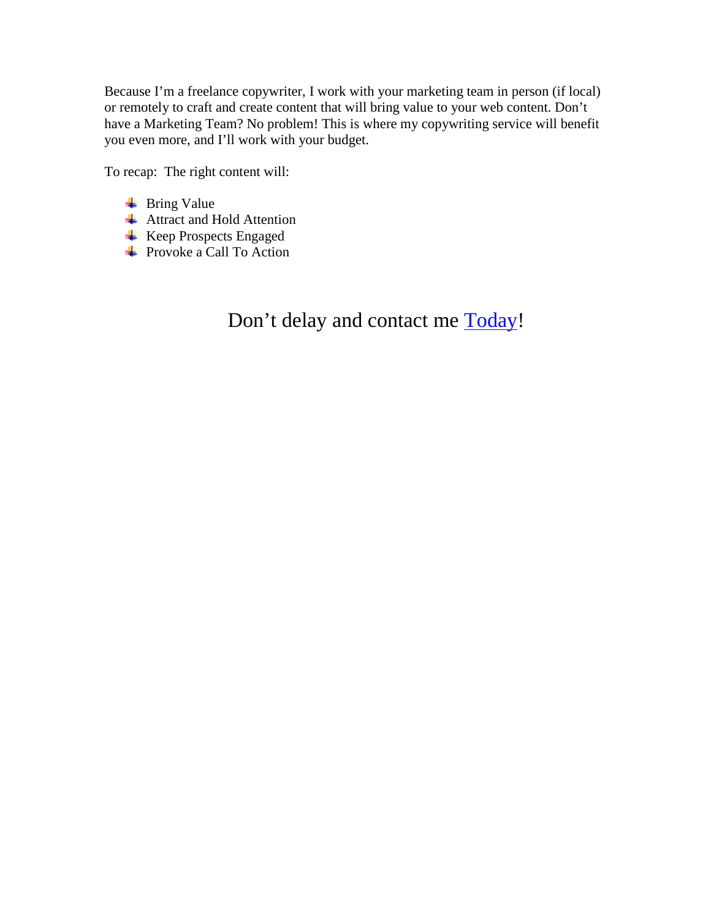Because I'm a freelance copywriter, I work with your marketing team in person (if local) or remotely to craft and create content that will bring value to your web content. Don't have a Marketing Team? No problem! This is where my copywriting service will benefit you even more, and I'll work with your budget.

To recap: The right content will:

- Bring Value
- Attract and Hold Attention
- Keep Prospects Engaged
- Provoke a Call To Action

## Don't delay and contact me Today!